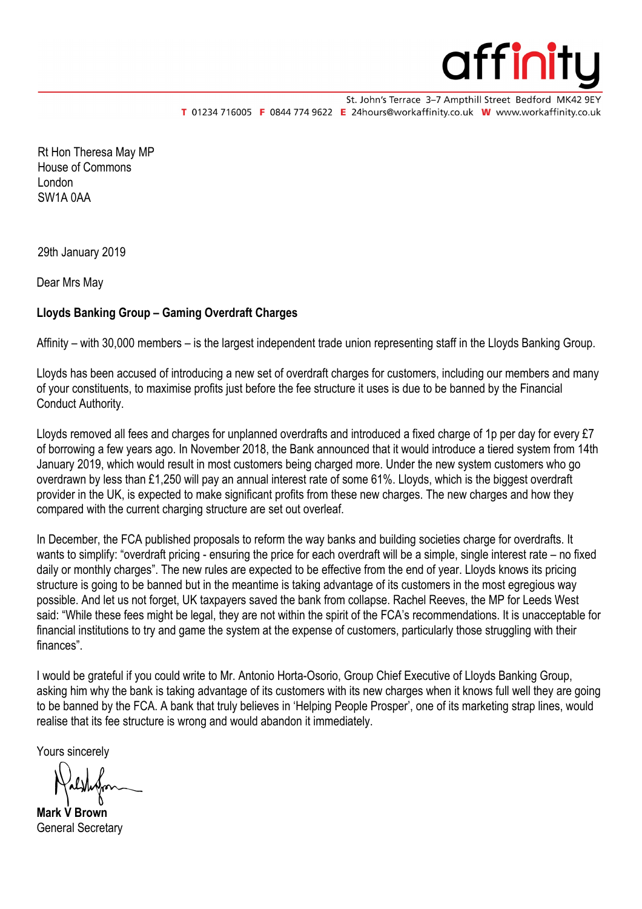affinity

St. John's Terrace 3–7 Ampthill Street Bedford MK42 9EY
**T** 01234 716005 **F** 0844 774 9622 **E** 24hours@workaffinity.co.uk **W** www.workaffinity.co.uk

Rt Hon Theresa May MP
House of Commons
London
SW1A 0AA

29th January 2019

Dear Mrs May

**Lloyds Banking Group – Gaming Overdraft Charges**

Affinity – with 30,000 members – is the largest independent trade union representing staff in the Lloyds Banking Group.

Lloyds has been accused of introducing a new set of overdraft charges for customers, including our members and many of your constituents, to maximise profits just before the fee structure it uses is due to be banned by the Financial Conduct Authority.

Lloyds removed all fees and charges for unplanned overdrafts and introduced a fixed charge of 1p per day for every £7 of borrowing a few years ago. In November 2018, the Bank announced that it would introduce a tiered system from 14th January 2019, which would result in most customers being charged more. Under the new system customers who go overdrawn by less than £1,250 will pay an annual interest rate of some 61%. Lloyds, which is the biggest overdraft provider in the UK, is expected to make significant profits from these new charges. The new charges and how they compared with the current charging structure are set out overleaf.

In December, the FCA published proposals to reform the way banks and building societies charge for overdrafts. It wants to simplify: "overdraft pricing - ensuring the price for each overdraft will be a simple, single interest rate – no fixed daily or monthly charges". The new rules are expected to be effective from the end of year. Lloyds knows its pricing structure is going to be banned but in the meantime is taking advantage of its customers in the most egregious way possible. And let us not forget, UK taxpayers saved the bank from collapse. Rachel Reeves, the MP for Leeds West said: "While these fees might be legal, they are not within the spirit of the FCA's recommendations. It is unacceptable for financial institutions to try and game the system at the expense of customers, particularly those struggling with their finances".

I would be grateful if you could write to Mr. Antonio Horta-Osorio, Group Chief Executive of Lloyds Banking Group, asking him why the bank is taking advantage of its customers with its new charges when it knows full well they are going to be banned by the FCA. A bank that truly believes in 'Helping People Prosper', one of its marketing strap lines, would realise that its fee structure is wrong and would abandon it immediately.

Yours sincerely

**Mark V Brown**
General Secretary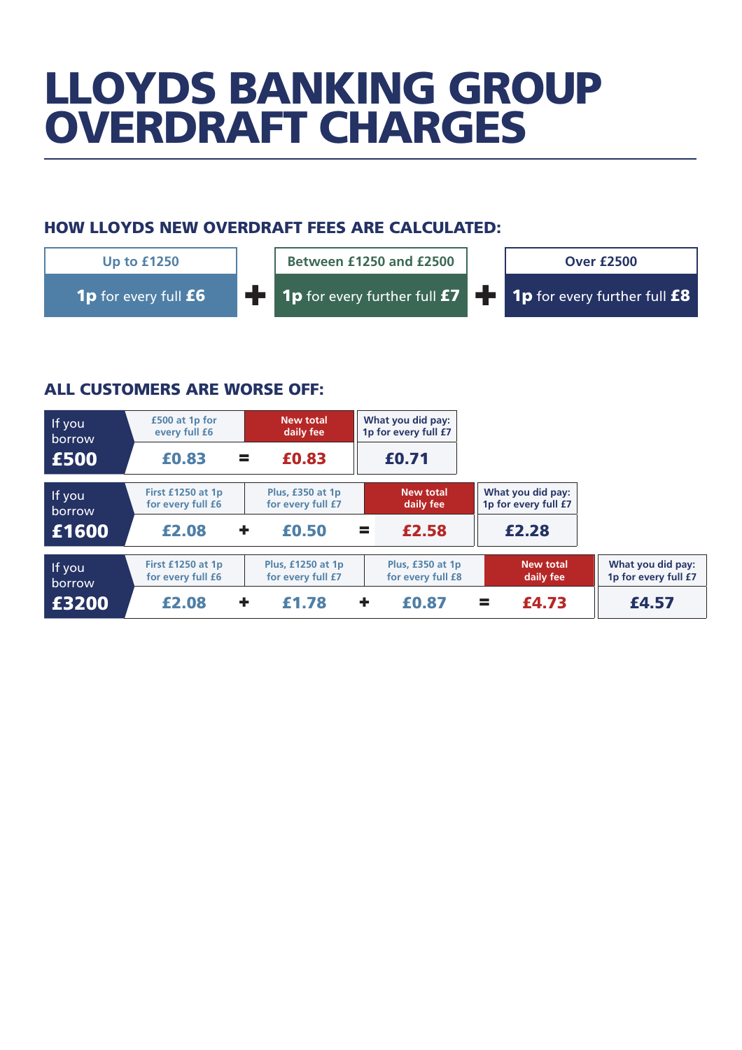# LLOYDS BANKING GROUP OVERDRAFT CHARGES

## HOW LLOYDS NEW OVERDRAFT FEES ARE CALCULATED:

| Up to £1250 | | Between £1250 and £2500 | | Over £2500 |
|---|---|---|---|---|
| **1p** for every full **£6** | + | **1p** for every further full **£7** | + | **1p** for every further full **£8** |

## ALL CUSTOMERS ARE WORSE OFF:

| If you borrow | £500 at 1p for every full £6 | | New total daily fee | What you did pay: 1p for every full £7 |
|---|---|---|---|---|
| **£500** | £0.83 | = | £0.83 | £0.71 |

| If you borrow | First £1250 at 1p for every full £6 | | Plus, £350 at 1p for every full £7 | | New total daily fee | What you did pay: 1p for every full £7 |
|---|---|---|---|---|---|---|
| **£1600** | £2.08 | + | £0.50 | = | £2.58 | £2.28 |

| If you borrow | First £1250 at 1p for every full £6 | | Plus, £1250 at 1p for every full £7 | | Plus, £350 at 1p for every full £8 | | New total daily fee | What you did pay: 1p for every full £7 |
|---|---|---|---|---|---|---|---|---|
| **£3200** | £2.08 | + | £1.78 | + | £0.87 | = | £4.73 | £4.57 |